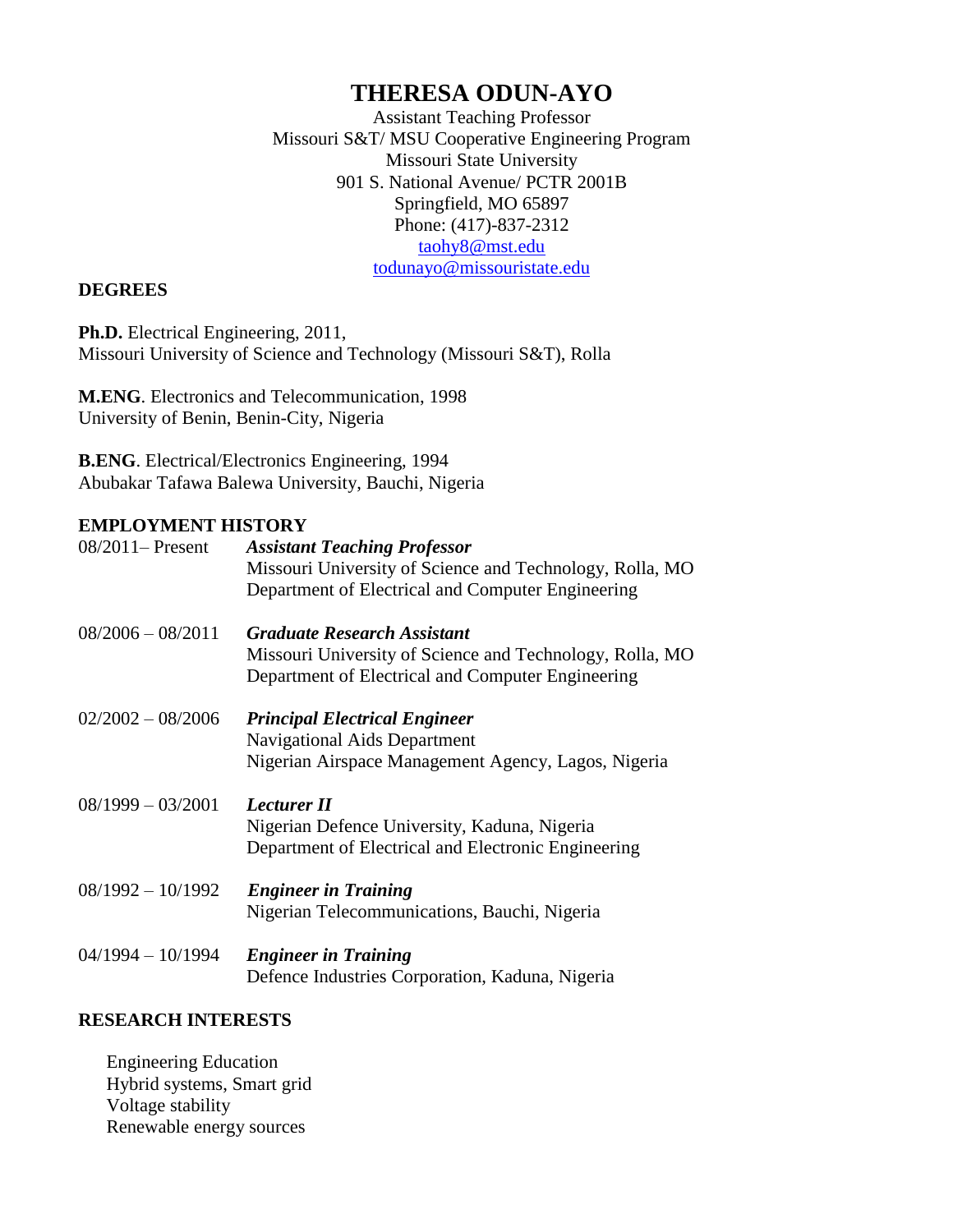# THERESA ODUN-AYO

Assistant Teaching Professor
Missouri S&T/ MSU Cooperative Engineering Program
Missouri State University
901 S. National Avenue/ PCTR 2001B
Springfield, MO 65897
Phone: (417)-837-2312
taohy8@mst.edu
todunayo@missouristate.edu

## DEGREES

**Ph.D.** Electrical Engineering, 2011,
Missouri University of Science and Technology (Missouri S&T), Rolla

**M.ENG**. Electronics and Telecommunication, 1998
University of Benin, Benin-City, Nigeria

**B.ENG**. Electrical/Electronics Engineering, 1994
Abubakar Tafawa Balewa University, Bauchi, Nigeria

## EMPLOYMENT HISTORY

08/2011– Present **_Assistant Teaching Professor_**
Missouri University of Science and Technology, Rolla, MO
Department of Electrical and Computer Engineering

08/2006 – 08/2011 **_Graduate Research Assistant_**
Missouri University of Science and Technology, Rolla, MO
Department of Electrical and Computer Engineering

02/2002 – 08/2006 **_Principal Electrical Engineer_**
Navigational Aids Department
Nigerian Airspace Management Agency, Lagos, Nigeria

08/1999 – 03/2001 **_Lecturer II_**
Nigerian Defence University, Kaduna, Nigeria
Department of Electrical and Electronic Engineering

08/1992 – 10/1992 **_Engineer in Training_**
Nigerian Telecommunications, Bauchi, Nigeria

04/1994 – 10/1994 **_Engineer in Training_**
Defence Industries Corporation, Kaduna, Nigeria

## RESEARCH INTERESTS

Engineering Education
Hybrid systems, Smart grid
Voltage stability
Renewable energy sources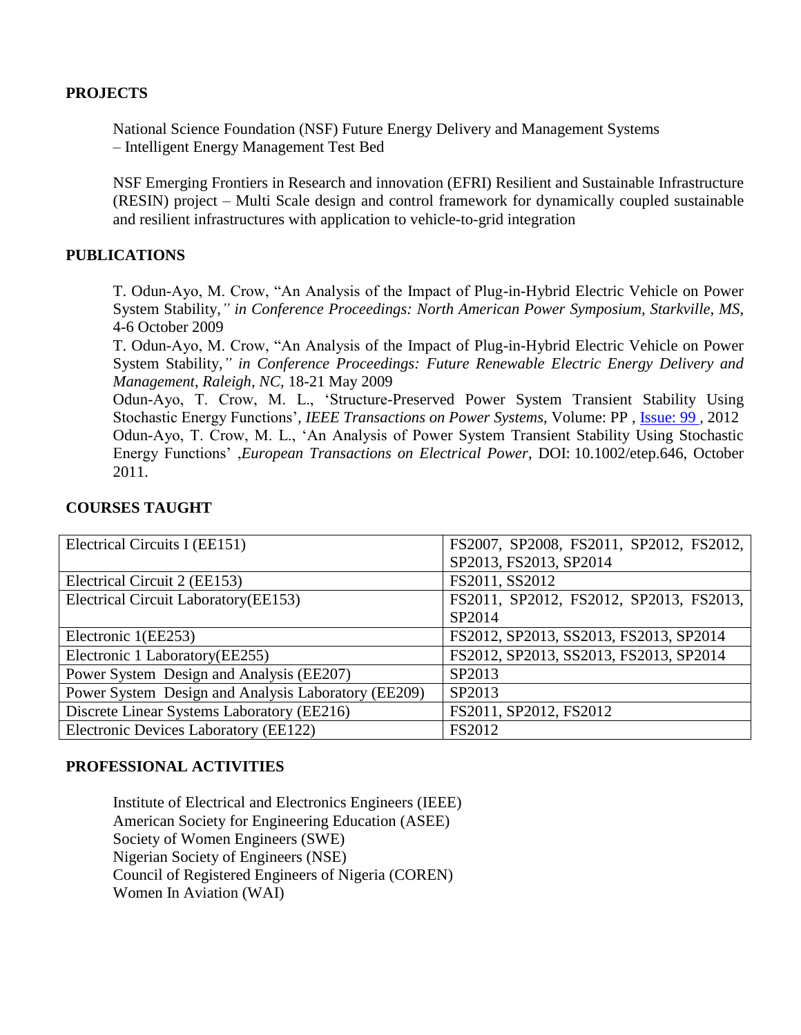## PROJECTS

National Science Foundation (NSF) Future Energy Delivery and Management Systems – Intelligent Energy Management Test Bed

NSF Emerging Frontiers in Research and innovation (EFRI) Resilient and Sustainable Infrastructure (RESIN) project – Multi Scale design and control framework for dynamically coupled sustainable and resilient infrastructures with application to vehicle-to-grid integration

## PUBLICATIONS

T. Odun-Ayo, M. Crow, "An Analysis of the Impact of Plug-in-Hybrid Electric Vehicle on Power System Stability,*" in Conference Proceedings: North American Power Symposium, Starkville, MS*, 4-6 October 2009

T. Odun-Ayo, M. Crow, "An Analysis of the Impact of Plug-in-Hybrid Electric Vehicle on Power System Stability,*" in Conference Proceedings: Future Renewable Electric Energy Delivery and Management, Raleigh, NC*, 18-21 May 2009

Odun-Ayo, T. Crow, M. L., 'Structure-Preserved Power System Transient Stability Using Stochastic Energy Functions', *IEEE Transactions on Power Systems*, Volume: PP , Issue: 99 , 2012

Odun-Ayo, T. Crow, M. L., 'An Analysis of Power System Transient Stability Using Stochastic Energy Functions' ,*European Transactions on Electrical Power*, DOI: 10.1002/etep.646, October 2011.

## COURSES TAUGHT

| Course | Semesters |
|---|---|
| Electrical Circuits I (EE151) | FS2007, SP2008, FS2011, SP2012, FS2012, SP2013, FS2013, SP2014 |
| Electrical Circuit 2 (EE153) | FS2011, SS2012 |
| Electrical Circuit Laboratory(EE153) | FS2011, SP2012, FS2012, SP2013, FS2013, SP2014 |
| Electronic 1(EE253) | FS2012, SP2013, SS2013, FS2013, SP2014 |
| Electronic 1 Laboratory(EE255) | FS2012, SP2013, SS2013, FS2013, SP2014 |
| Power System Design and Analysis (EE207) | SP2013 |
| Power System Design and Analysis Laboratory (EE209) | SP2013 |
| Discrete Linear Systems Laboratory (EE216) | FS2011, SP2012, FS2012 |
| Electronic Devices Laboratory (EE122) | FS2012 |

## PROFESSIONAL ACTIVITIES

Institute of Electrical and Electronics Engineers (IEEE)
American Society for Engineering Education (ASEE)
Society of Women Engineers (SWE)
Nigerian Society of Engineers (NSE)
Council of Registered Engineers of Nigeria (COREN)
Women In Aviation (WAI)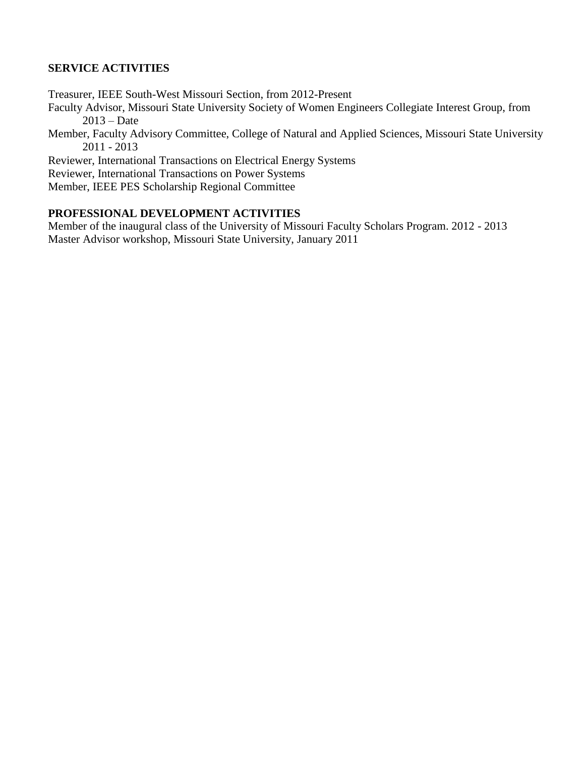## SERVICE ACTIVITIES

Treasurer, IEEE South-West Missouri Section, from 2012-Present

Faculty Advisor, Missouri State University Society of Women Engineers Collegiate Interest Group, from 2013 – Date

Member, Faculty Advisory Committee, College of Natural and Applied Sciences, Missouri State University 2011 - 2013

Reviewer, International Transactions on Electrical Energy Systems

Reviewer, International Transactions on Power Systems

Member, IEEE PES Scholarship Regional Committee

## PROFESSIONAL DEVELOPMENT ACTIVITIES

Member of the inaugural class of the University of Missouri Faculty Scholars Program. 2012 - 2013

Master Advisor workshop, Missouri State University, January 2011